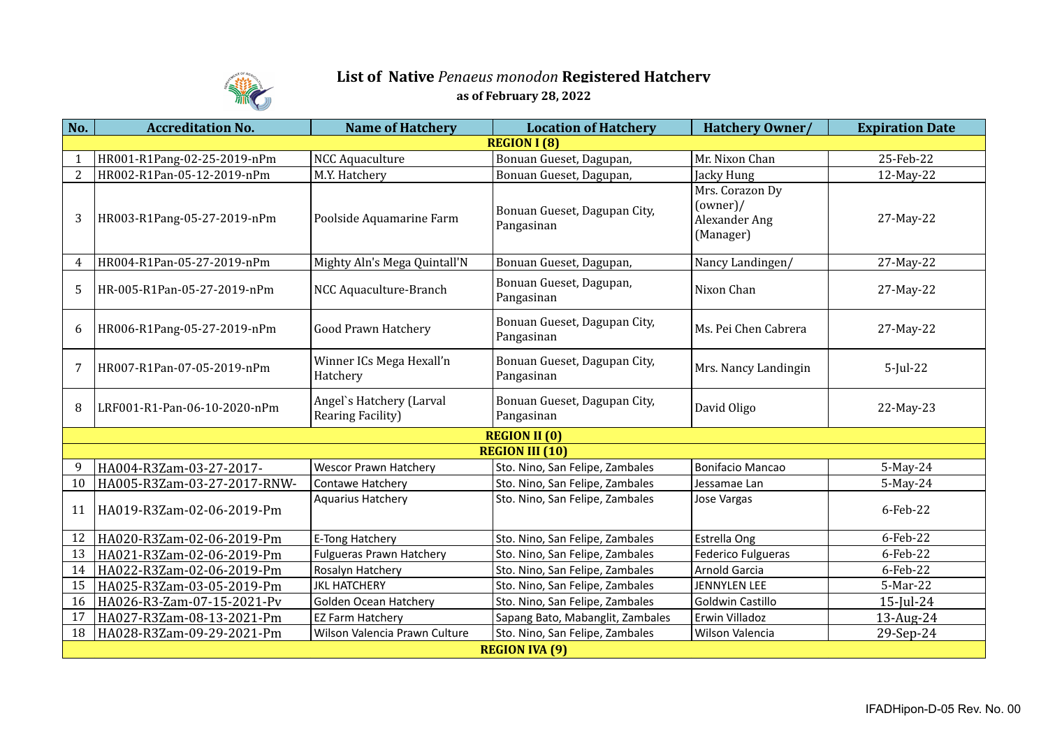# List of Native *Penaeus monodon* Registered Hatchery

**as of February 28, 2022**

| No. | Accreditation No. | Name of Hatchery | Location of Hatchery | Hatchery Owner/ | Expiration Date |
|---|---|---|---|---|---|
| **REGION I (8)** | | | | | |
| 1 | HR001-R1Pang-02-25-2019-nPm | NCC Aquaculture | Bonuan Gueset, Dagupan, | Mr. Nixon Chan | 25-Feb-22 |
| 2 | HR002-R1Pan-05-12-2019-nPm | M.Y. Hatchery | Bonuan Gueset, Dagupan, | Jacky Hung | 12-May-22 |
| 3 | HR003-R1Pang-05-27-2019-nPm | Poolside Aquamarine Farm | Bonuan Gueset, Dagupan City, Pangasinan | Mrs. Corazon Dy (owner)/ Alexander Ang (Manager) | 27-May-22 |
| 4 | HR004-R1Pan-05-27-2019-nPm | Mighty Aln's Mega Quintall'N | Bonuan Gueset, Dagupan, | Nancy Landingen/ | 27-May-22 |
| 5 | HR-005-R1Pan-05-27-2019-nPm | NCC Aquaculture-Branch | Bonuan Gueset, Dagupan, Pangasinan | Nixon Chan | 27-May-22 |
| 6 | HR006-R1Pang-05-27-2019-nPm | Good Prawn Hatchery | Bonuan Gueset, Dagupan City, Pangasinan | Ms. Pei Chen Cabrera | 27-May-22 |
| 7 | HR007-R1Pan-07-05-2019-nPm | Winner ICs Mega Hexall'n Hatchery | Bonuan Gueset, Dagupan City, Pangasinan | Mrs. Nancy Landingin | 5-Jul-22 |
| 8 | LRF001-R1-Pan-06-10-2020-nPm | Angel`s Hatchery (Larval Rearing Facility) | Bonuan Gueset, Dagupan City, Pangasinan | David Oligo | 22-May-23 |
| **REGION II (0)** | | | | | |
| **REGION III (10)** | | | | | |
| 9 | HA004-R3Zam-03-27-2017- | Wescor Prawn Hatchery | Sto. Nino, San Felipe, Zambales | Bonifacio Mancao | 5-May-24 |
| 10 | HA005-R3Zam-03-27-2017-RNW- | Contawe Hatchery | Sto. Nino, San Felipe, Zambales | Jessamae Lan | 5-May-24 |
| 11 | HA019-R3Zam-02-06-2019-Pm | Aquarius Hatchery | Sto. Nino, San Felipe, Zambales | Jose Vargas | 6-Feb-22 |
| 12 | HA020-R3Zam-02-06-2019-Pm | E-Tong Hatchery | Sto. Nino, San Felipe, Zambales | Estrella Ong | 6-Feb-22 |
| 13 | HA021-R3Zam-02-06-2019-Pm | Fulgueras Prawn Hatchery | Sto. Nino, San Felipe, Zambales | Federico Fulgueras | 6-Feb-22 |
| 14 | HA022-R3Zam-02-06-2019-Pm | Rosalyn Hatchery | Sto. Nino, San Felipe, Zambales | Arnold Garcia | 6-Feb-22 |
| 15 | HA025-R3Zam-03-05-2019-Pm | JKL HATCHERY | Sto. Nino, San Felipe, Zambales | JENNYLEN LEE | 5-Mar-22 |
| 16 | HA026-R3-Zam-07-15-2021-Pv | Golden Ocean Hatchery | Sto. Nino, San Felipe, Zambales | Goldwin Castillo | 15-Jul-24 |
| 17 | HA027-R3Zam-08-13-2021-Pm | EZ Farm Hatchery | Sapang Bato, Mabanglit, Zambales | Erwin Villadoz | 13-Aug-24 |
| 18 | HA028-R3Zam-09-29-2021-Pm | Wilson Valencia Prawn Culture | Sto. Nino, San Felipe, Zambales | Wilson Valencia | 29-Sep-24 |
| **REGION IVA (9)** | | | | | |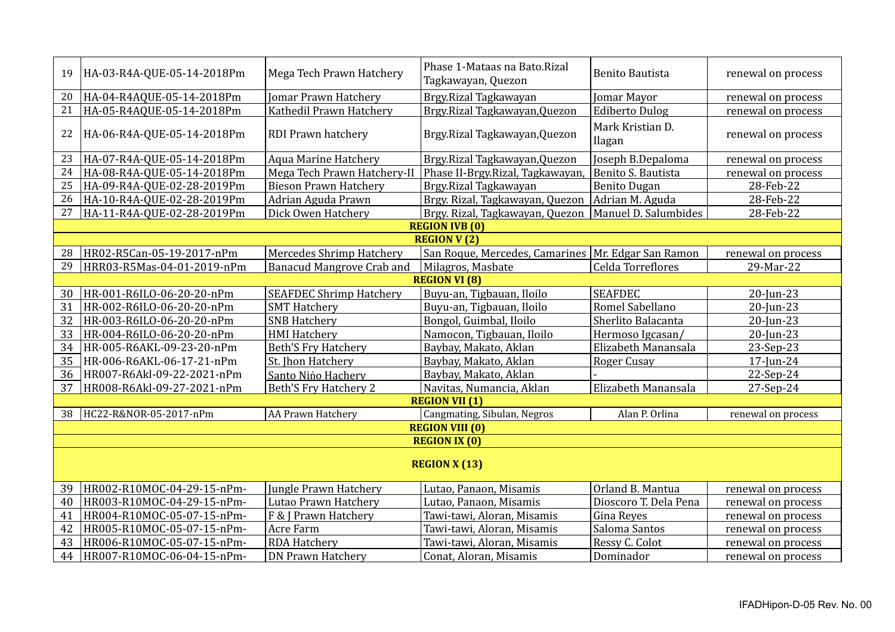| | | | | | |
|---|---|---|---|---|---|
| 19 | HA-03-R4A-QUE-05-14-2018Pm | Mega Tech Prawn Hatchery | Phase 1-Mataas na Bato.Rizal Tagkawayan, Quezon | Benito Bautista | renewal on process |
| 20 | HA-04-R4AQUE-05-14-2018Pm | Jomar Prawn Hatchery | Brgy.Rizal Tagkawayan | Jomar Mayor | renewal on process |
| 21 | HA-05-R4AQUE-05-14-2018Pm | Kathedil Prawn Hatchery | Brgy.Rizal Tagkawayan,Quezon | Ediberto Dulog | renewal on process |
| 22 | HA-06-R4A-QUE-05-14-2018Pm | RDI Prawn hatchery | Brgy.Rizal Tagkawayan,Quezon | Mark Kristian D. Ilagan | renewal on process |
| 23 | HA-07-R4A-QUE-05-14-2018Pm | Aqua Marine Hatchery | Brgy.Rizal Tagkawayan,Quezon | Joseph B.Depaloma | renewal on process |
| 24 | HA-08-R4A-QUE-05-14-2018Pm | Mega Tech Prawn Hatchery-II | Phase II-Brgy.Rizal, Tagkawayan, | Benito S. Bautista | renewal on process |
| 25 | HA-09-R4A-QUE-02-28-2019Pm | Bieson Prawn Hatchery | Brgy.Rizal Tagkawayan | Benito Dugan | 28-Feb-22 |
| 26 | HA-10-R4A-QUE-02-28-2019Pm | Adrian Aguda Prawn | Brgy. Rizal, Tagkawayan, Quezon | Adrian M. Aguda | 28-Feb-22 |
| 27 | HA-11-R4A-QUE-02-28-2019Pm | Dick Owen Hatchery | Brgy. Rizal, Tagkawayan, Quezon | Manuel D. Salumbides | 28-Feb-22 |
| | | | **REGION IVB (0)** | | |
| | | | **REGION V (2)** | | |
| 28 | HR02-R5Can-05-19-2017-nPm | Mercedes Shrimp Hatchery | San Roque, Mercedes, Camarines | Mr. Edgar San Ramon | renewal on process |
| 29 | HRR03-R5Mas-04-01-2019-nPm | Banacud Mangrove Crab and | Milagros, Masbate | Celda Torreflores | 29-Mar-22 |
| | | | **REGION VI (8)** | | |
| 30 | HR-001-R6ILO-06-20-20-nPm | SEAFDEC Shrimp Hatchery | Buyu-an, Tigbauan, Iloilo | SEAFDEC | 20-Jun-23 |
| 31 | HR-002-R6ILO-06-20-20-nPm | SMT Hatchery | Buyu-an, Tigbauan, Iloilo | Romel Sabellano | 20-Jun-23 |
| 32 | HR-003-R6ILO-06-20-20-nPm | SNB Hatchery | Bongol, Guimbal, Iloilo | Sherlito Balacanta | 20-Jun-23 |
| 33 | HR-004-R6ILO-06-20-20-nPm | HMI Hatchery | Namocon, Tigbauan, Iloilo | Hermoso Igcasan/ | 20-Jun-23 |
| 34 | HR-005-R6AKL-09-23-20-nPm | Beth'S Fry Hatchery | Baybay, Makato, Aklan | Elizabeth Manansala | 23-Sep-23 |
| 35 | HR-006-R6AKL-06-17-21-nPm | St. Jhon Hatchery | Baybay, Makato, Aklan | Roger Cusay | 17-Jun-24 |
| 36 | HR007-R6Akl-09-22-2021-nPm | Santo Nińo Hachery | Baybay, Makato, Aklan | - | 22-Sep-24 |
| 37 | HR008-R6Akl-09-27-2021-nPm | Beth'S Fry Hatchery 2 | Navitas, Numancia, Aklan | Elizabeth Manansala | 27-Sep-24 |
| | | | **REGION VII (1)** | | |
| 38 | HC22-R&NOR-05-2017-nPm | AA Prawn Hatchery | Cangmating, Sibulan, Negros | Alan P. Orlina | renewal on process |
| | | | **REGION VIII (0)** | | |
| | | | **REGION IX (0)** | | |
| | | | **REGION X (13)** | | |
| 39 | HR002-R10MOC-04-29-15-nPm- | Jungle Prawn Hatchery | Lutao, Panaon, Misamis | Orland B. Mantua | renewal on process |
| 40 | HR003-R10MOC-04-29-15-nPm- | Lutao Prawn Hatchery | Lutao, Panaon, Misamis | Dioscoro T. Dela Pena | renewal on process |
| 41 | HR004-R10MOC-05-07-15-nPm- | F & J Prawn Hatchery | Tawi-tawi, Aloran, Misamis | Gina Reyes | renewal on process |
| 42 | HR005-R10MOC-05-07-15-nPm- | Acre Farm | Tawi-tawi, Aloran, Misamis | Saloma Santos | renewal on process |
| 43 | HR006-R10MOC-05-07-15-nPm- | RDA Hatchery | Tawi-tawi, Aloran, Misamis | Ressy C. Colot | renewal on process |
| 44 | HR007-R10MOC-06-04-15-nPm- | DN Prawn Hatchery | Conat, Aloran, Misamis | Dominador | renewal on process |

IFADHipon-D-05 Rev. No. 00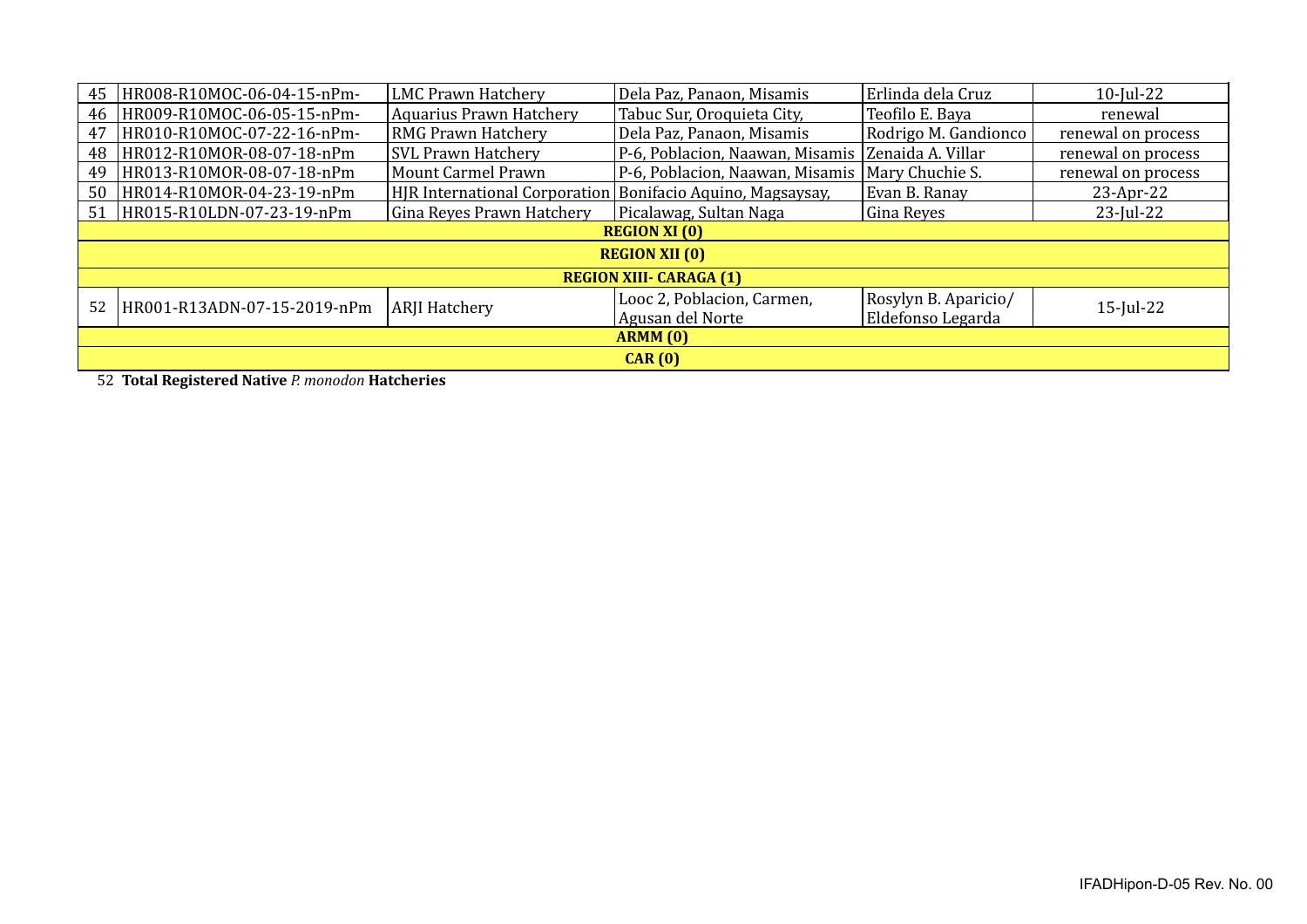| | | | | | |
|---|---|---|---|---|---|
| 45 | HR008-R10MOC-06-04-15-nPm- | LMC Prawn Hatchery | Dela Paz, Panaon, Misamis | Erlinda dela Cruz | 10-Jul-22 |
| 46 | HR009-R10MOC-06-05-15-nPm- | Aquarius Prawn Hatchery | Tabuc Sur, Oroquieta City, | Teofilo E. Baya | renewal |
| 47 | HR010-R10MOC-07-22-16-nPm- | RMG Prawn Hatchery | Dela Paz, Panaon, Misamis | Rodrigo M. Gandionco | renewal on process |
| 48 | HR012-R10MOR-08-07-18-nPm | SVL Prawn Hatchery | P-6, Poblacion, Naawan, Misamis | Zenaida A. Villar | renewal on process |
| 49 | HR013-R10MOR-08-07-18-nPm | Mount Carmel Prawn | P-6, Poblacion, Naawan, Misamis | Mary Chuchie S. | renewal on process |
| 50 | HR014-R10MOR-04-23-19-nPm | HJR International Corporation | Bonifacio Aquino, Magsaysay, | Evan B. Ranay | 23-Apr-22 |
| 51 | HR015-R10LDN-07-23-19-nPm | Gina Reyes Prawn Hatchery | Picalawag, Sultan Naga | Gina Reyes | 23-Jul-22 |
| **REGION XI (0)** | | | | | |
| **REGION XII (0)** | | | | | |
| **REGION XIII- CARAGA (1)** | | | | | |
| 52 | HR001-R13ADN-07-15-2019-nPm | ARJI Hatchery | Looc 2, Poblacion, Carmen, Agusan del Norte | Rosylyn B. Aparicio/ Eldefonso Legarda | 15-Jul-22 |
| **ARMM (0)** | | | | | |
| **CAR (0)** | | | | | |

52 **Total Registered Native *P. monodon* Hatcheries**

IFADHipon-D-05 Rev. No. 00